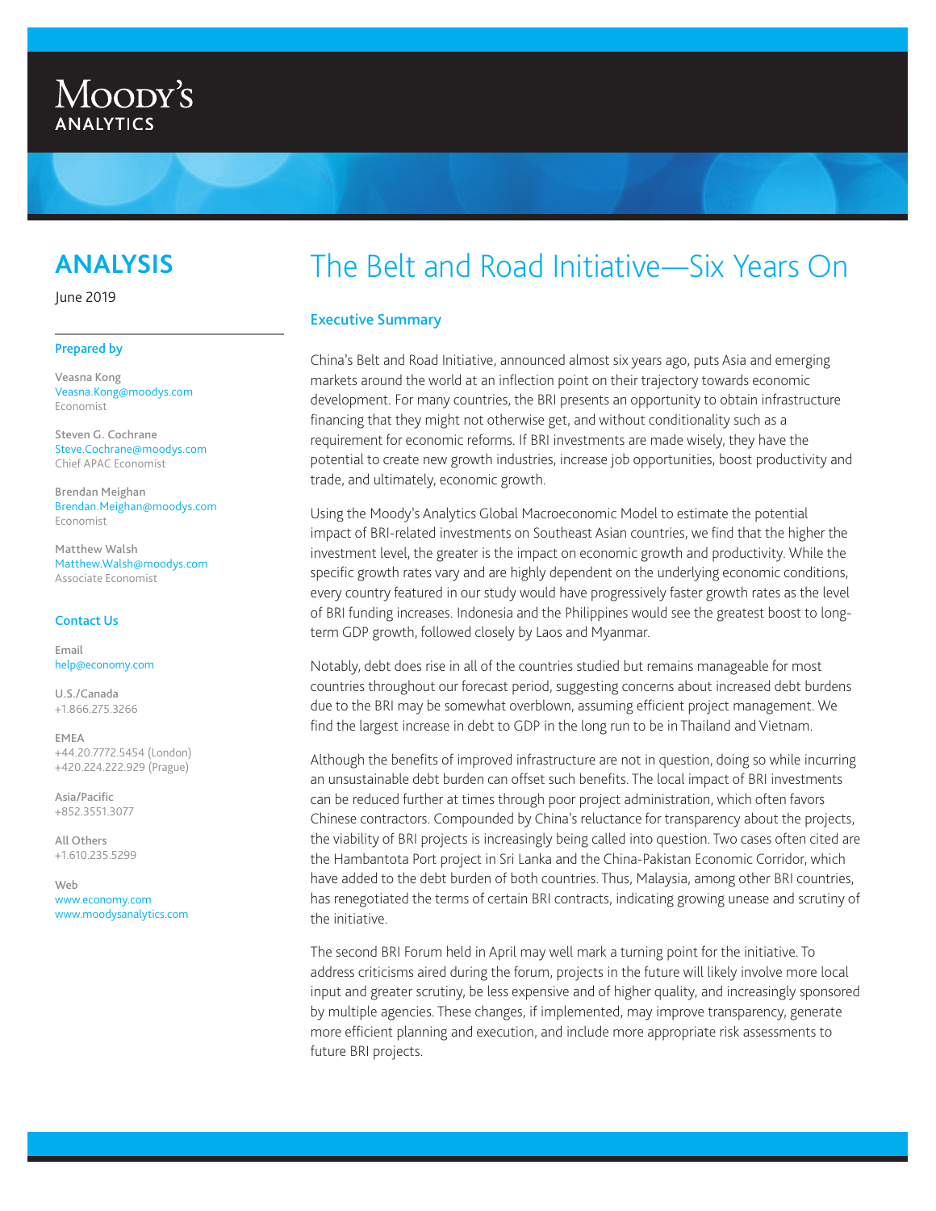Moody's Analytics

# ANALYSIS

June 2019

**Prepared by**

Veasna Kong
Veasna.Kong@moodys.com
Economist

Steven G. Cochrane
Steve.Cochrane@moodys.com
Chief APAC Economist

Brendan Meighan
Brendan.Meighan@moodys.com
Economist

Matthew Walsh
Matthew.Walsh@moodys.com
Associate Economist

**Contact Us**

Email
help@economy.com

U.S./Canada
+1.866.275.3266

EMEA
+44.20.7772.5454 (London)
+420.224.222.929 (Prague)

Asia/Pacific
+852.3551.3077

All Others
+1.610.235.5299

Web
www.economy.com
www.moodysanalytics.com

# The Belt and Road Initiative—Six Years On

## Executive Summary

China's Belt and Road Initiative, announced almost six years ago, puts Asia and emerging markets around the world at an inflection point on their trajectory towards economic development. For many countries, the BRI presents an opportunity to obtain infrastructure financing that they might not otherwise get, and without conditionality such as a requirement for economic reforms. If BRI investments are made wisely, they have the potential to create new growth industries, increase job opportunities, boost productivity and trade, and ultimately, economic growth.

Using the Moody's Analytics Global Macroeconomic Model to estimate the potential impact of BRI-related investments on Southeast Asian countries, we find that the higher the investment level, the greater is the impact on economic growth and productivity. While the specific growth rates vary and are highly dependent on the underlying economic conditions, every country featured in our study would have progressively faster growth rates as the level of BRI funding increases. Indonesia and the Philippines would see the greatest boost to long-term GDP growth, followed closely by Laos and Myanmar.

Notably, debt does rise in all of the countries studied but remains manageable for most countries throughout our forecast period, suggesting concerns about increased debt burdens due to the BRI may be somewhat overblown, assuming efficient project management. We find the largest increase in debt to GDP in the long run to be in Thailand and Vietnam.

Although the benefits of improved infrastructure are not in question, doing so while incurring an unsustainable debt burden can offset such benefits. The local impact of BRI investments can be reduced further at times through poor project administration, which often favors Chinese contractors. Compounded by China's reluctance for transparency about the projects, the viability of BRI projects is increasingly being called into question. Two cases often cited are the Hambantota Port project in Sri Lanka and the China-Pakistan Economic Corridor, which have added to the debt burden of both countries. Thus, Malaysia, among other BRI countries, has renegotiated the terms of certain BRI contracts, indicating growing unease and scrutiny of the initiative.

The second BRI Forum held in April may well mark a turning point for the initiative. To address criticisms aired during the forum, projects in the future will likely involve more local input and greater scrutiny, be less expensive and of higher quality, and increasingly sponsored by multiple agencies. These changes, if implemented, may improve transparency, generate more efficient planning and execution, and include more appropriate risk assessments to future BRI projects.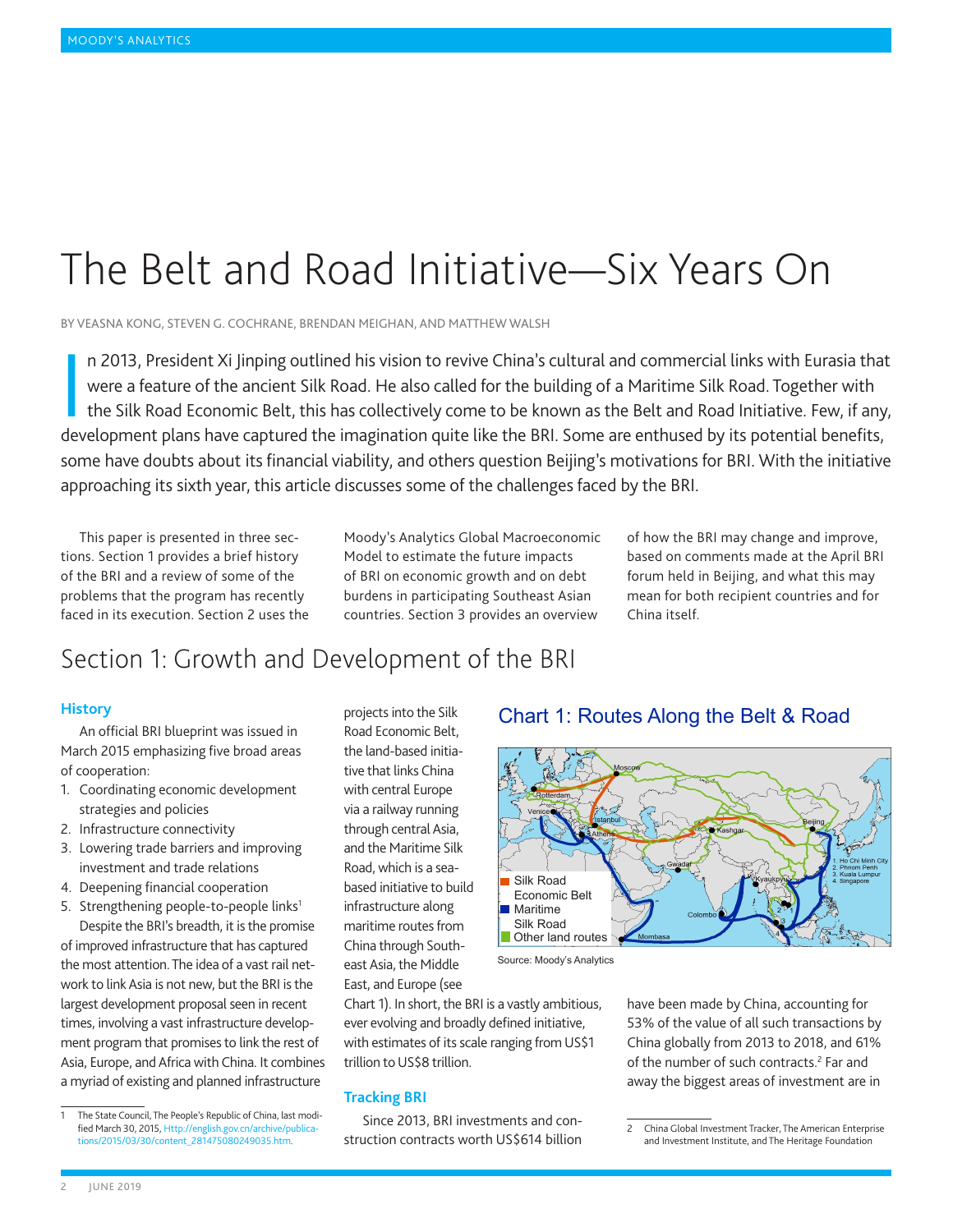# The Belt and Road Initiative—Six Years On

BY VEASNA KONG, STEVEN G. COCHRANE, BRENDAN MEIGHAN, AND MATTHEW WALSH

In 2013, President Xi Jinping outlined his vision to revive China's cultural and commercial links with Eurasia that were a feature of the ancient Silk Road. He also called for the building of a Maritime Silk Road. Together with the Silk Road Economic Belt, this has collectively come to be known as the Belt and Road Initiative. Few, if any, development plans have captured the imagination quite like the BRI. Some are enthused by its potential benefits, some have doubts about its financial viability, and others question Beijing's motivations for BRI. With the initiative approaching its sixth year, this article discusses some of the challenges faced by the BRI.

This paper is presented in three sections. Section 1 provides a brief history of the BRI and a review of some of the problems that the program has recently faced in its execution. Section 2 uses the Moody's Analytics Global Macroeconomic Model to estimate the future impacts of BRI on economic growth and on debt burdens in participating Southeast Asian countries. Section 3 provides an overview of how the BRI may change and improve, based on comments made at the April BRI forum held in Beijing, and what this may mean for both recipient countries and for China itself.

## Section 1: Growth and Development of the BRI

### History

An official BRI blueprint was issued in March 2015 emphasizing five broad areas of cooperation:

1. Coordinating economic development strategies and policies
2. Infrastructure connectivity
3. Lowering trade barriers and improving investment and trade relations
4. Deepening financial cooperation
5. Strengthening people-to-people links[1]

Despite the BRI's breadth, it is the promise of improved infrastructure that has captured the most attention. The idea of a vast rail network to link Asia is not new, but the BRI is the largest development proposal seen in recent times, involving a vast infrastructure development program that promises to link the rest of Asia, Europe, and Africa with China. It combines a myriad of existing and planned infrastructure projects into the Silk Road Economic Belt, the land-based initiative that links China with central Europe via a railway running through central Asia, and the Maritime Silk Road, which is a sea-based initiative to build infrastructure along maritime routes from China through Southeast Asia, the Middle East, and Europe (see Chart 1). In short, the BRI is a vastly ambitious, ever evolving and broadly defined initiative, with estimates of its scale ranging from US$1 trillion to US$8 trillion.

### Chart 1: Routes Along the Belt & Road

Moscow
Rotterdam
Venice
Istanbul
Athens
Kashgar
Beijing
Gwadar
Kyaukpyu
Colombo
Mombasa
1. Ho Chi Minh City
2. Phnom Penh
3. Kuala Lumpur
4. Singapore
Silk Road Economic Belt
Maritime Silk Road
Other land routes

Source: Moody's Analytics

### Tracking BRI

Since 2013, BRI investments and construction contracts worth US$614 billion have been made by China, accounting for 53% of the value of all such transactions by China globally from 2013 to 2018, and 61% of the number of such contracts.[2] Far and away the biggest areas of investment are in

[1] The State Council, The People's Republic of China, last modified March 30, 2015, Http://english.gov.cn/archive/publications/2015/03/30/content_281475080249035.htm.

[2] China Global Investment Tracker, The American Enterprise and Investment Institute, and The Heritage Foundation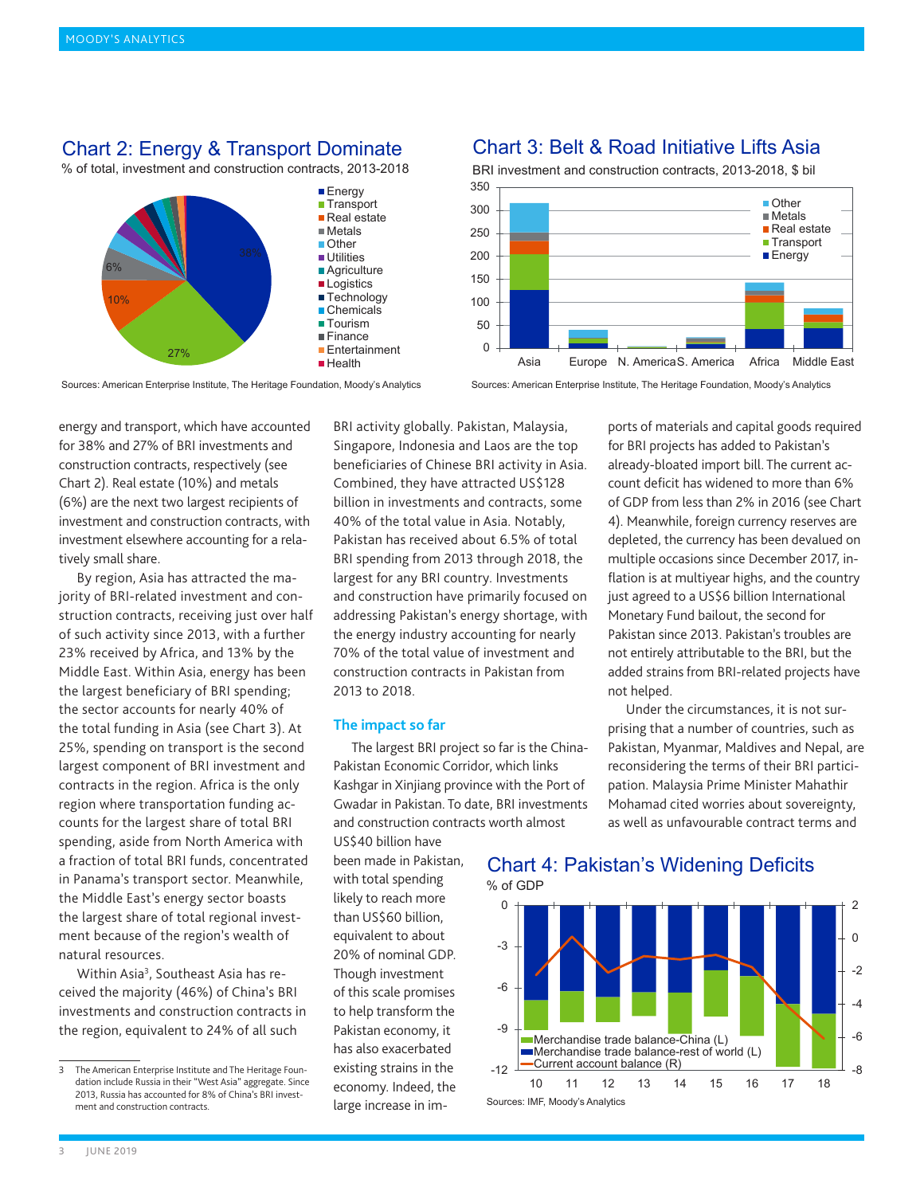## Chart 2: Energy & Transport Dominate

% of total, investment and construction contracts, 2013-2018

38%
27%
10%
6%

Energy
Transport
Real estate
Metals
Other
Utilities
Agriculture
Logistics
Technology
Chemicals
Tourism
Finance
Entertainment
Health

Sources: American Enterprise Institute, The Heritage Foundation, Moody's Analytics

## Chart 3: Belt & Road Initiative Lifts Asia

BRI investment and construction contracts, 2013-2018, $ bil

350
300
250
200
150
100
50
0

Asia
Europe
N. America
S. America
Africa
Middle East

Other
Metals
Real estate
Transport
Energy

Sources: American Enterprise Institute, The Heritage Foundation, Moody's Analytics

energy and transport, which have accounted for 38% and 27% of BRI investments and construction contracts, respectively (see Chart 2). Real estate (10%) and metals (6%) are the next two largest recipients of investment and construction contracts, with investment elsewhere accounting for a relatively small share.

By region, Asia has attracted the majority of BRI-related investment and construction contracts, receiving just over half of such activity since 2013, with a further 23% received by Africa, and 13% by the Middle East. Within Asia, energy has been the largest beneficiary of BRI spending; the sector accounts for nearly 40% of the total funding in Asia (see Chart 3). At 25%, spending on transport is the second largest component of BRI investment and contracts in the region. Africa is the only region where transportation funding accounts for the largest share of total BRI spending, aside from North America with a fraction of total BRI funds, concentrated in Panama's transport sector. Meanwhile, the Middle East's energy sector boasts the largest share of total regional investment because of the region's wealth of natural resources.

Within Asia[3], Southeast Asia has received the majority (46%) of China's BRI investments and construction contracts in the region, equivalent to 24% of all such BRI activity globally. Pakistan, Malaysia, Singapore, Indonesia and Laos are the top beneficiaries of Chinese BRI activity in Asia. Combined, they have attracted US$128 billion in investments and contracts, some 40% of the total value in Asia. Notably, Pakistan has received about 6.5% of total BRI spending from 2013 through 2018, the largest for any BRI country. Investments and construction have primarily focused on addressing Pakistan's energy shortage, with the energy industry accounting for nearly 70% of the total value of investment and construction contracts in Pakistan from 2013 to 2018.

### The impact so far

The largest BRI project so far is the China-Pakistan Economic Corridor, which links Kashgar in Xinjiang province with the Port of Gwadar in Pakistan. To date, BRI investments and construction contracts worth almost US$40 billion have been made in Pakistan, with total spending likely to reach more than US$60 billion, equivalent to about 20% of nominal GDP. Though investment of this scale promises to help transform the Pakistan economy, it has also exacerbated existing strains in the economy. Indeed, the large increase in imports of materials and capital goods required for BRI projects has added to Pakistan's already-bloated import bill. The current account deficit has widened to more than 6% of GDP from less than 2% in 2016 (see Chart 4). Meanwhile, foreign currency reserves are depleted, the currency has been devalued on multiple occasions since December 2017, inflation is at multiyear highs, and the country just agreed to a US$6 billion International Monetary Fund bailout, the second for Pakistan since 2013. Pakistan's troubles are not entirely attributable to the BRI, but the added strains from BRI-related projects have not helped.

Under the circumstances, it is not surprising that a number of countries, such as Pakistan, Myanmar, Maldives and Nepal, are reconsidering the terms of their BRI participation. Malaysia Prime Minister Mahathir Mohamad cited worries about sovereignty, as well as unfavourable contract terms and

## Chart 4: Pakistan's Widening Deficits

% of GDP

0
-3
-6
-9
-12

2
0
-2
-4
-6
-8

10
11
12
13
14
15
16
17
18

Merchandise trade balance-China (L)
Merchandise trade balance-rest of world (L)
Current account balance (R)

Sources: IMF, Moody's Analytics

3 The American Enterprise Institute and The Heritage Foundation include Russia in their "West Asia" aggregate. Since 2013, Russia has accounted for 8% of China's BRI investment and construction contracts.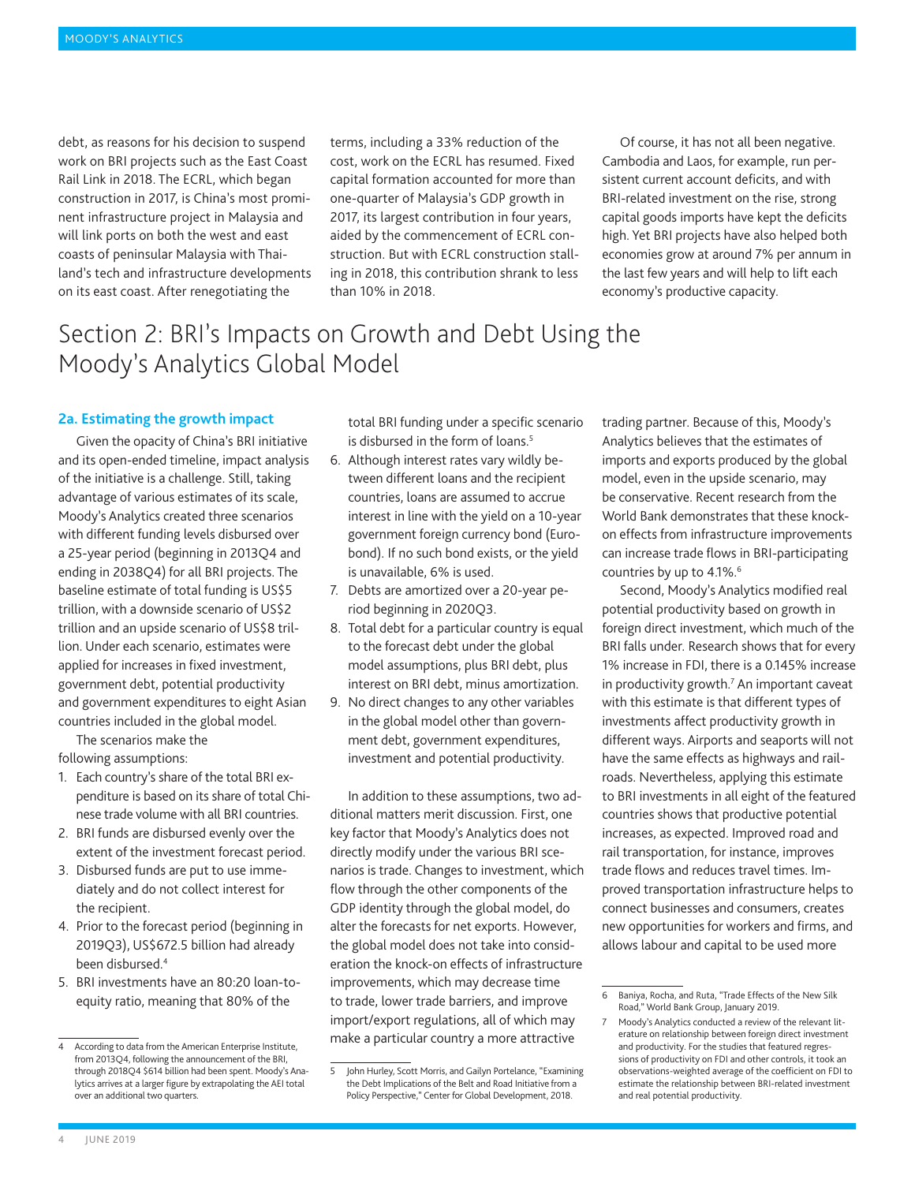debt, as reasons for his decision to suspend work on BRI projects such as the East Coast Rail Link in 2018. The ECRL, which began construction in 2017, is China's most prominent infrastructure project in Malaysia and will link ports on both the west and east coasts of peninsular Malaysia with Thailand's tech and infrastructure developments on its east coast. After renegotiating the terms, including a 33% reduction of the cost, work on the ECRL has resumed. Fixed capital formation accounted for more than one-quarter of Malaysia's GDP growth in 2017, its largest contribution in four years, aided by the commencement of ECRL construction. But with ECRL construction stalling in 2018, this contribution shrank to less than 10% in 2018.

Of course, it has not all been negative. Cambodia and Laos, for example, run persistent current account deficits, and with BRI-related investment on the rise, strong capital goods imports have kept the deficits high. Yet BRI projects have also helped both economies grow at around 7% per annum in the last few years and will help to lift each economy's productive capacity.

# Section 2: BRI's Impacts on Growth and Debt Using the Moody's Analytics Global Model

## 2a. Estimating the growth impact

Given the opacity of China's BRI initiative and its open-ended timeline, impact analysis of the initiative is a challenge. Still, taking advantage of various estimates of its scale, Moody's Analytics created three scenarios with different funding levels disbursed over a 25-year period (beginning in 2013Q4 and ending in 2038Q4) for all BRI projects. The baseline estimate of total funding is US$5 trillion, with a downside scenario of US$2 trillion and an upside scenario of US$8 trillion. Under each scenario, estimates were applied for increases in fixed investment, government debt, potential productivity and government expenditures to eight Asian countries included in the global model.

The scenarios make the following assumptions:

1. Each country's share of the total BRI expenditure is based on its share of total Chinese trade volume with all BRI countries.
2. BRI funds are disbursed evenly over the extent of the investment forecast period.
3. Disbursed funds are put to use immediately and do not collect interest for the recipient.
4. Prior to the forecast period (beginning in 2019Q3), US$672.5 billion had already been disbursed.[4]
5. BRI investments have an 80:20 loan-to-equity ratio, meaning that 80% of the total BRI funding under a specific scenario is disbursed in the form of loans.[5]
6. Although interest rates vary wildly between different loans and the recipient countries, loans are assumed to accrue interest in line with the yield on a 10-year government foreign currency bond (Eurobond). If no such bond exists, or the yield is unavailable, 6% is used.
7. Debts are amortized over a 20-year period beginning in 2020Q3.
8. Total debt for a particular country is equal to the forecast debt under the global model assumptions, plus BRI debt, plus interest on BRI debt, minus amortization.
9. No direct changes to any other variables in the global model other than government debt, government expenditures, investment and potential productivity.

In addition to these assumptions, two additional matters merit discussion. First, one key factor that Moody's Analytics does not directly modify under the various BRI scenarios is trade. Changes to investment, which flow through the other components of the GDP identity through the global model, do alter the forecasts for net exports. However, the global model does not take into consideration the knock-on effects of infrastructure improvements, which may decrease time to trade, lower trade barriers, and improve import/export regulations, all of which may make a particular country a more attractive trading partner. Because of this, Moody's Analytics believes that the estimates of imports and exports produced by the global model, even in the upside scenario, may be conservative. Recent research from the World Bank demonstrates that these knock-on effects from infrastructure improvements can increase trade flows in BRI-participating countries by up to 4.1%.[6]

Second, Moody's Analytics modified real potential productivity based on growth in foreign direct investment, which much of the BRI falls under. Research shows that for every 1% increase in FDI, there is a 0.145% increase in productivity growth.[7] An important caveat with this estimate is that different types of investments affect productivity growth in different ways. Airports and seaports will not have the same effects as highways and railroads. Nevertheless, applying this estimate to BRI investments in all eight of the featured countries shows that productive potential increases, as expected. Improved road and rail transportation, for instance, improves trade flows and reduces travel times. Improved transportation infrastructure helps to connect businesses and consumers, creates new opportunities for workers and firms, and allows labour and capital to be used more

---

4 According to data from the American Enterprise Institute, from 2013Q4, following the announcement of the BRI, through 2018Q4 $614 billion had been spent. Moody's Analytics arrives at a larger figure by extrapolating the AEI total over an additional two quarters.

5 John Hurley, Scott Morris, and Gailyn Portelance, "Examining the Debt Implications of the Belt and Road Initiative from a Policy Perspective," Center for Global Development, 2018.

6 Baniya, Rocha, and Ruta, "Trade Effects of the New Silk Road," World Bank Group, January 2019.

7 Moody's Analytics conducted a review of the relevant literature on relationship between foreign direct investment and productivity. For the studies that featured regressions of productivity on FDI and other controls, it took an observations-weighted average of the coefficient on FDI to estimate the relationship between BRI-related investment and real potential productivity.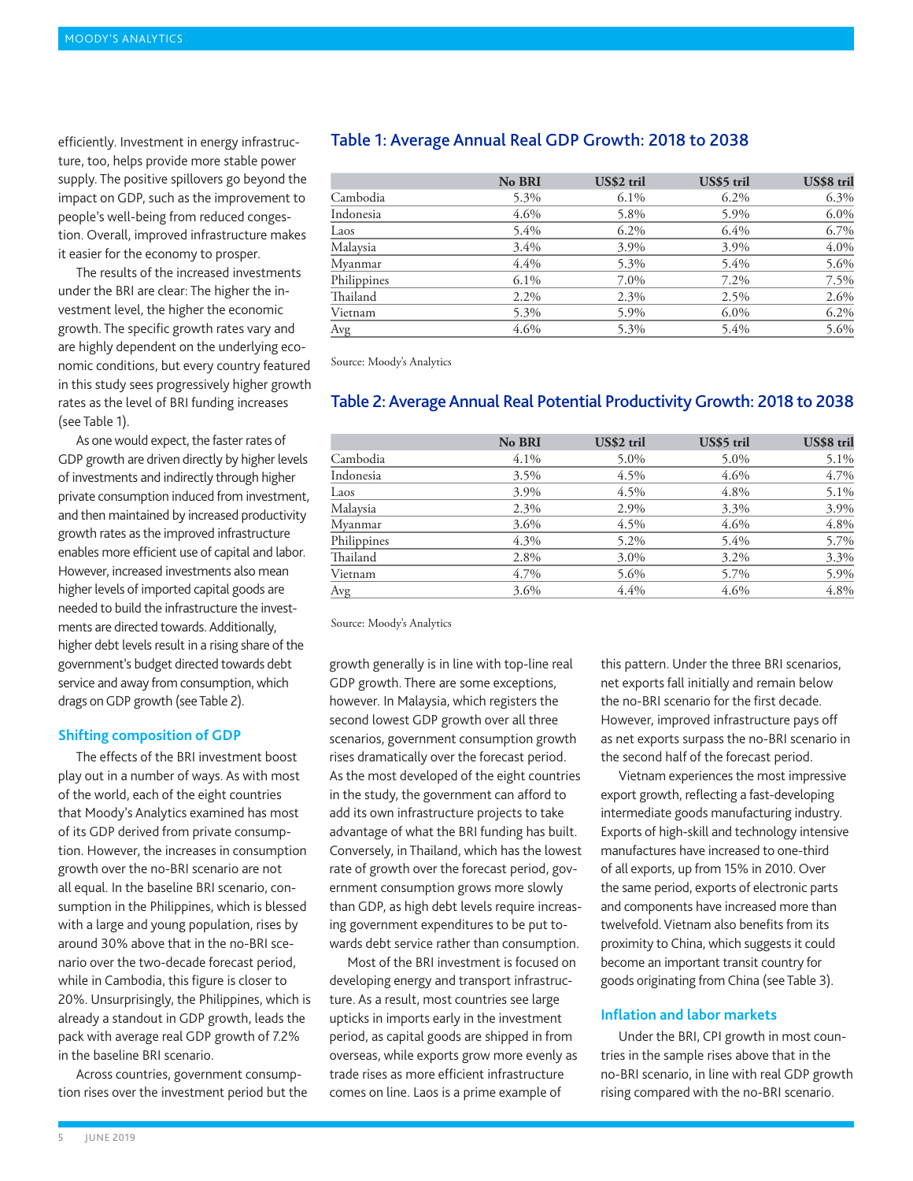efficiently. Investment in energy infrastructure, too, helps provide more stable power supply. The positive spillovers go beyond the impact on GDP, such as the improvement to people's well-being from reduced congestion. Overall, improved infrastructure makes it easier for the economy to prosper.

The results of the increased investments under the BRI are clear: The higher the investment level, the higher the economic growth. The specific growth rates vary and are highly dependent on the underlying economic conditions, but every country featured in this study sees progressively higher growth rates as the level of BRI funding increases (see Table 1).

As one would expect, the faster rates of GDP growth are driven directly by higher levels of investments and indirectly through higher private consumption induced from investment, and then maintained by increased productivity growth rates as the improved infrastructure enables more efficient use of capital and labor. However, increased investments also mean higher levels of imported capital goods are needed to build the infrastructure the investments are directed towards. Additionally, higher debt levels result in a rising share of the government's budget directed towards debt service and away from consumption, which drags on GDP growth (see Table 2).

## Table 1: Average Annual Real GDP Growth: 2018 to 2038

| | No BRI | US$2 tril | US$5 tril | US$8 tril |
|---|---|---|---|---|
| Cambodia | 5.3% | 6.1% | 6.2% | 6.3% |
| Indonesia | 4.6% | 5.8% | 5.9% | 6.0% |
| Laos | 5.4% | 6.2% | 6.4% | 6.7% |
| Malaysia | 3.4% | 3.9% | 3.9% | 4.0% |
| Myanmar | 4.4% | 5.3% | 5.4% | 5.6% |
| Philippines | 6.1% | 7.0% | 7.2% | 7.5% |
| Thailand | 2.2% | 2.3% | 2.5% | 2.6% |
| Vietnam | 5.3% | 5.9% | 6.0% | 6.2% |
| Avg | 4.6% | 5.3% | 5.4% | 5.6% |

Source: Moody's Analytics

## Table 2: Average Annual Real Potential Productivity Growth: 2018 to 2038

| | No BRI | US$2 tril | US$5 tril | US$8 tril |
|---|---|---|---|---|
| Cambodia | 4.1% | 5.0% | 5.0% | 5.1% |
| Indonesia | 3.5% | 4.5% | 4.6% | 4.7% |
| Laos | 3.9% | 4.5% | 4.8% | 5.1% |
| Malaysia | 2.3% | 2.9% | 3.3% | 3.9% |
| Myanmar | 3.6% | 4.5% | 4.6% | 4.8% |
| Philippines | 4.3% | 5.2% | 5.4% | 5.7% |
| Thailand | 2.8% | 3.0% | 3.2% | 3.3% |
| Vietnam | 4.7% | 5.6% | 5.7% | 5.9% |
| Avg | 3.6% | 4.4% | 4.6% | 4.8% |

Source: Moody's Analytics

### Shifting composition of GDP

The effects of the BRI investment boost play out in a number of ways. As with most of the world, each of the eight countries that Moody's Analytics examined has most of its GDP derived from private consumption. However, the increases in consumption growth over the no-BRI scenario are not all equal. In the baseline BRI scenario, consumption in the Philippines, which is blessed with a large and young population, rises by around 30% above that in the no-BRI scenario over the two-decade forecast period, while in Cambodia, this figure is closer to 20%. Unsurprisingly, the Philippines, which is already a standout in GDP growth, leads the pack with average real GDP growth of 7.2% in the baseline BRI scenario.

Across countries, government consumption rises over the investment period but the growth generally is in line with top-line real GDP growth. There are some exceptions, however. In Malaysia, which registers the second lowest GDP growth over all three scenarios, government consumption growth rises dramatically over the forecast period. As the most developed of the eight countries in the study, the government can afford to add its own infrastructure projects to take advantage of what the BRI funding has built. Conversely, in Thailand, which has the lowest rate of growth over the forecast period, government consumption grows more slowly than GDP, as high debt levels require increasing government expenditures to be put towards debt service rather than consumption.

Most of the BRI investment is focused on developing energy and transport infrastructure. As a result, most countries see large upticks in imports early in the investment period, as capital goods are shipped in from overseas, while exports grow more evenly as trade rises as more efficient infrastructure comes on line. Laos is a prime example of this pattern. Under the three BRI scenarios, net exports fall initially and remain below the no-BRI scenario for the first decade. However, improved infrastructure pays off as net exports surpass the no-BRI scenario in the second half of the forecast period.

Vietnam experiences the most impressive export growth, reflecting a fast-developing intermediate goods manufacturing industry. Exports of high-skill and technology intensive manufactures have increased to one-third of all exports, up from 15% in 2010. Over the same period, exports of electronic parts and components have increased more than twelvefold. Vietnam also benefits from its proximity to China, which suggests it could become an important transit country for goods originating from China (see Table 3).

### Inflation and labor markets

Under the BRI, CPI growth in most countries in the sample rises above that in the no-BRI scenario, in line with real GDP growth rising compared with the no-BRI scenario.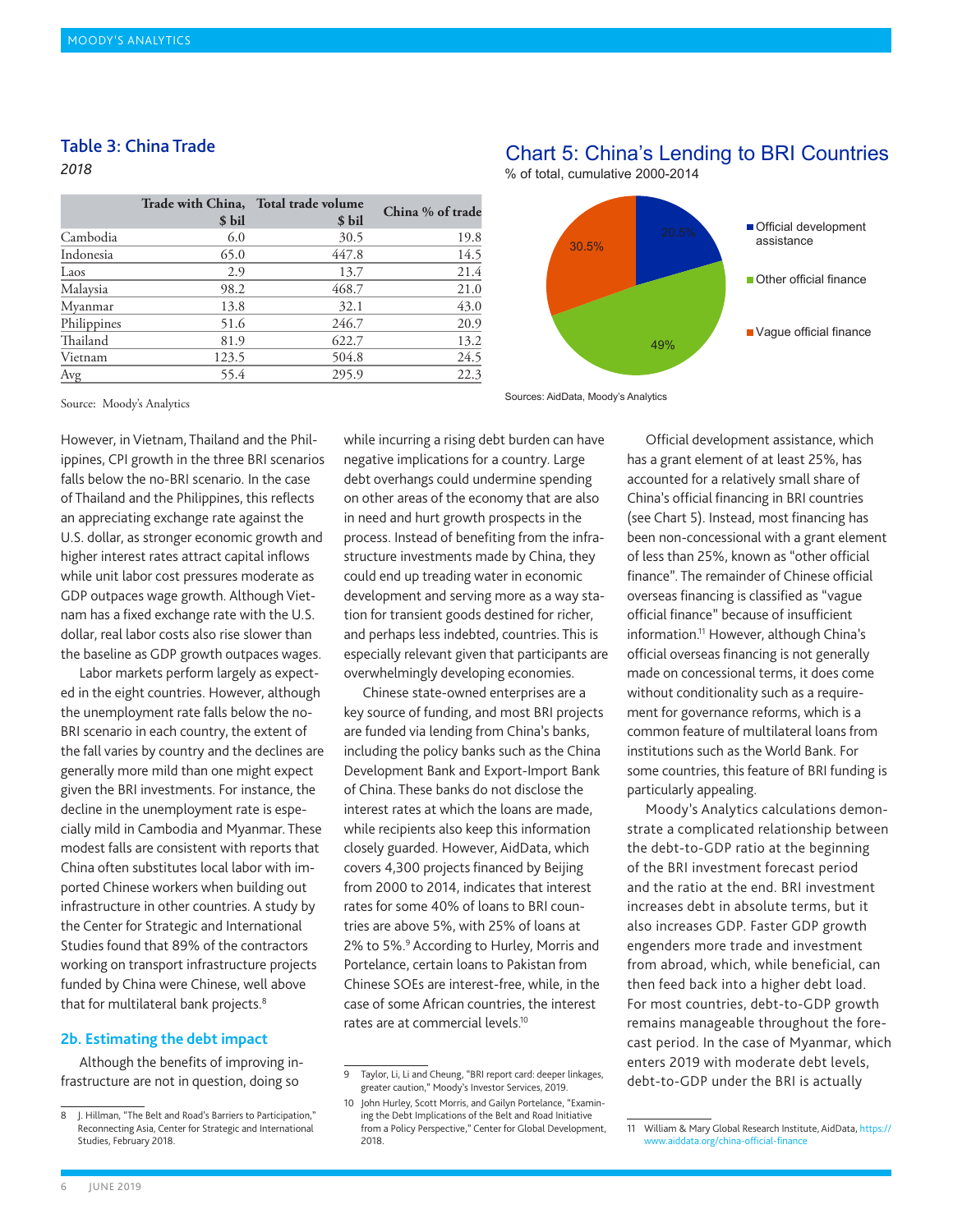### Table 3: China Trade

*2018*

| | Trade with China, $ bil | Total trade volume $ bil | China % of trade |
|---|---|---|---|
| Cambodia | 6.0 | 30.5 | 19.8 |
| Indonesia | 65.0 | 447.8 | 14.5 |
| Laos | 2.9 | 13.7 | 21.4 |
| Malaysia | 98.2 | 468.7 | 21.0 |
| Myanmar | 13.8 | 32.1 | 43.0 |
| Philippines | 51.6 | 246.7 | 20.9 |
| Thailand | 81.9 | 622.7 | 13.2 |
| Vietnam | 123.5 | 504.8 | 24.5 |
| Avg | 55.4 | 295.9 | 22.3 |

Source: Moody's Analytics

### Chart 5: China's Lending to BRI Countries

% of total, cumulative 2000-2014

20.5%
30.5%
49%

Official development assistance
Other official finance
Vague official finance

Sources: AidData, Moody's Analytics

However, in Vietnam, Thailand and the Philippines, CPI growth in the three BRI scenarios falls below the no-BRI scenario. In the case of Thailand and the Philippines, this reflects an appreciating exchange rate against the U.S. dollar, as stronger economic growth and higher interest rates attract capital inflows while unit labor cost pressures moderate as GDP outpaces wage growth. Although Vietnam has a fixed exchange rate with the U.S. dollar, real labor costs also rise slower than the baseline as GDP growth outpaces wages.

Labor markets perform largely as expected in the eight countries. However, although the unemployment rate falls below the no-BRI scenario in each country, the extent of the fall varies by country and the declines are generally more mild than one might expect given the BRI investments. For instance, the decline in the unemployment rate is especially mild in Cambodia and Myanmar. These modest falls are consistent with reports that China often substitutes local labor with imported Chinese workers when building out infrastructure in other countries. A study by the Center for Strategic and International Studies found that 89% of the contractors working on transport infrastructure projects funded by China were Chinese, well above that for multilateral bank projects.[8]

## 2b. Estimating the debt impact

Although the benefits of improving infrastructure are not in question, doing so while incurring a rising debt burden can have negative implications for a country. Large debt overhangs could undermine spending on other areas of the economy that are also in need and hurt growth prospects in the process. Instead of benefiting from the infrastructure investments made by China, they could end up treading water in economic development and serving more as a way station for transient goods destined for richer, and perhaps less indebted, countries. This is especially relevant given that participants are overwhelmingly developing economies.

Chinese state-owned enterprises are a key source of funding, and most BRI projects are funded via lending from China's banks, including the policy banks such as the China Development Bank and Export-Import Bank of China. These banks do not disclose the interest rates at which the loans are made, while recipients also keep this information closely guarded. However, AidData, which covers 4,300 projects financed by Beijing from 2000 to 2014, indicates that interest rates for some 40% of loans to BRI countries are above 5%, with 25% of loans at 2% to 5%.[9] According to Hurley, Morris and Portelance, certain loans to Pakistan from Chinese SOEs are interest-free, while, in the case of some African countries, the interest rates are at commercial levels.[10]

Official development assistance, which has a grant element of at least 25%, has accounted for a relatively small share of China's official financing in BRI countries (see Chart 5). Instead, most financing has been non-concessional with a grant element of less than 25%, known as "other official finance". The remainder of Chinese official overseas financing is classified as "vague official finance" because of insufficient information.[11] However, although China's official overseas financing is not generally made on concessional terms, it does come without conditionality such as a requirement for governance reforms, which is a common feature of multilateral loans from institutions such as the World Bank. For some countries, this feature of BRI funding is particularly appealing.

Moody's Analytics calculations demonstrate a complicated relationship between the debt-to-GDP ratio at the beginning of the BRI investment forecast period and the ratio at the end. BRI investment increases debt in absolute terms, but it also increases GDP. Faster GDP growth engenders more trade and investment from abroad, which, while beneficial, can then feed back into a higher debt load. For most countries, debt-to-GDP growth remains manageable throughout the forecast period. In the case of Myanmar, which enters 2019 with moderate debt levels, debt-to-GDP under the BRI is actually

---

8 J. Hillman, "The Belt and Road's Barriers to Participation," Reconnecting Asia, Center for Strategic and International Studies, February 2018.

9 Taylor, Li, Li and Cheung, "BRI report card: deeper linkages, greater caution," Moody's Investor Services, 2019.

10 John Hurley, Scott Morris, and Gailyn Portelance, "Examining the Debt Implications of the Belt and Road Initiative from a Policy Perspective," Center for Global Development, 2018.

11 William & Mary Global Research Institute, AidData, https://www.aiddata.org/china-official-finance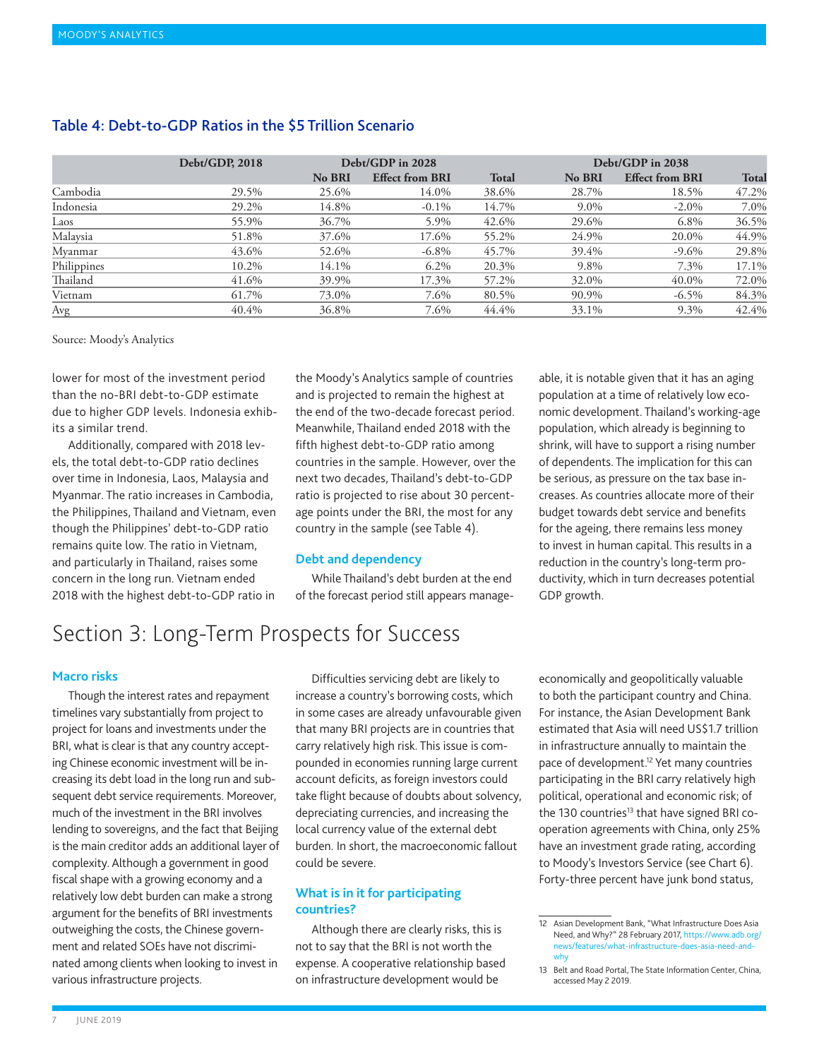## Table 4: Debt-to-GDP Ratios in the $5 Trillion Scenario

| | Debt/GDP, 2018 | Debt/GDP in 2028 | | | Debt/GDP in 2038 | | |
|---|---|---|---|---|---|---|---|
| | | No BRI | Effect from BRI | Total | No BRI | Effect from BRI | Total |
| Cambodia | 29.5% | 25.6% | 14.0% | 38.6% | 28.7% | 18.5% | 47.2% |
| Indonesia | 29.2% | 14.8% | -0.1% | 14.7% | 9.0% | -2.0% | 7.0% |
| Laos | 55.9% | 36.7% | 5.9% | 42.6% | 29.6% | 6.8% | 36.5% |
| Malaysia | 51.8% | 37.6% | 17.6% | 55.2% | 24.9% | 20.0% | 44.9% |
| Myanmar | 43.6% | 52.6% | -6.8% | 45.7% | 39.4% | -9.6% | 29.8% |
| Philippines | 10.2% | 14.1% | 6.2% | 20.3% | 9.8% | 7.3% | 17.1% |
| Thailand | 41.6% | 39.9% | 17.3% | 57.2% | 32.0% | 40.0% | 72.0% |
| Vietnam | 61.7% | 73.0% | 7.6% | 80.5% | 90.9% | -6.5% | 84.3% |
| Avg | 40.4% | 36.8% | 7.6% | 44.4% | 33.1% | 9.3% | 42.4% |

Source: Moody's Analytics

lower for most of the investment period than the no-BRI debt-to-GDP estimate due to higher GDP levels. Indonesia exhibits a similar trend.

Additionally, compared with 2018 levels, the total debt-to-GDP ratio declines over time in Indonesia, Laos, Malaysia and Myanmar. The ratio increases in Cambodia, the Philippines, Thailand and Vietnam, even though the Philippines' debt-to-GDP ratio remains quite low. The ratio in Vietnam, and particularly in Thailand, raises some concern in the long run. Vietnam ended 2018 with the highest debt-to-GDP ratio in the Moody's Analytics sample of countries and is projected to remain the highest at the end of the two-decade forecast period. Meanwhile, Thailand ended 2018 with the fifth highest debt-to-GDP ratio among countries in the sample. However, over the next two decades, Thailand's debt-to-GDP ratio is projected to rise about 30 percentage points under the BRI, the most for any country in the sample (see Table 4).

### Debt and dependency

While Thailand's debt burden at the end of the forecast period still appears manageable, it is notable given that it has an aging population at a time of relatively low economic development. Thailand's working-age population, which already is beginning to shrink, will have to support a rising number of dependents. The implication for this can be serious, as pressure on the tax base increases. As countries allocate more of their budget towards debt service and benefits for the ageing, there remains less money to invest in human capital. This results in a reduction in the country's long-term productivity, which in turn decreases potential GDP growth.

# Section 3: Long-Term Prospects for Success

### Macro risks

Though the interest rates and repayment timelines vary substantially from project to project for loans and investments under the BRI, what is clear is that any country accepting Chinese economic investment will be increasing its debt load in the long run and subsequent debt service requirements. Moreover, much of the investment in the BRI involves lending to sovereigns, and the fact that Beijing is the main creditor adds an additional layer of complexity. Although a government in good fiscal shape with a growing economy and a relatively low debt burden can make a strong argument for the benefits of BRI investments outweighing the costs, the Chinese government and related SOEs have not discriminated among clients when looking to invest in various infrastructure projects.

Difficulties servicing debt are likely to increase a country's borrowing costs, which in some cases are already unfavourable given that many BRI projects are in countries that carry relatively high risk. This issue is compounded in economies running large current account deficits, as foreign investors could take flight because of doubts about solvency, depreciating currencies, and increasing the local currency value of the external debt burden. In short, the macroeconomic fallout could be severe.

### What is in it for participating countries?

Although there are clearly risks, this is not to say that the BRI is not worth the expense. A cooperative relationship based on infrastructure development would be economically and geopolitically valuable to both the participant country and China. For instance, the Asian Development Bank estimated that Asia will need US$1.7 trillion in infrastructure annually to maintain the pace of development.[12] Yet many countries participating in the BRI carry relatively high political, operational and economic risk; of the 130 countries[13] that have signed BRI cooperation agreements with China, only 25% have an investment grade rating, according to Moody's Investors Service (see Chart 6). Forty-three percent have junk bond status,

12 Asian Development Bank, "What Infrastructure Does Asia Need, and Why?" 28 February 2017, https://www.adb.org/news/features/what-infrastructure-does-asia-need-and-why

13 Belt and Road Portal, The State Information Center, China, accessed May 2 2019.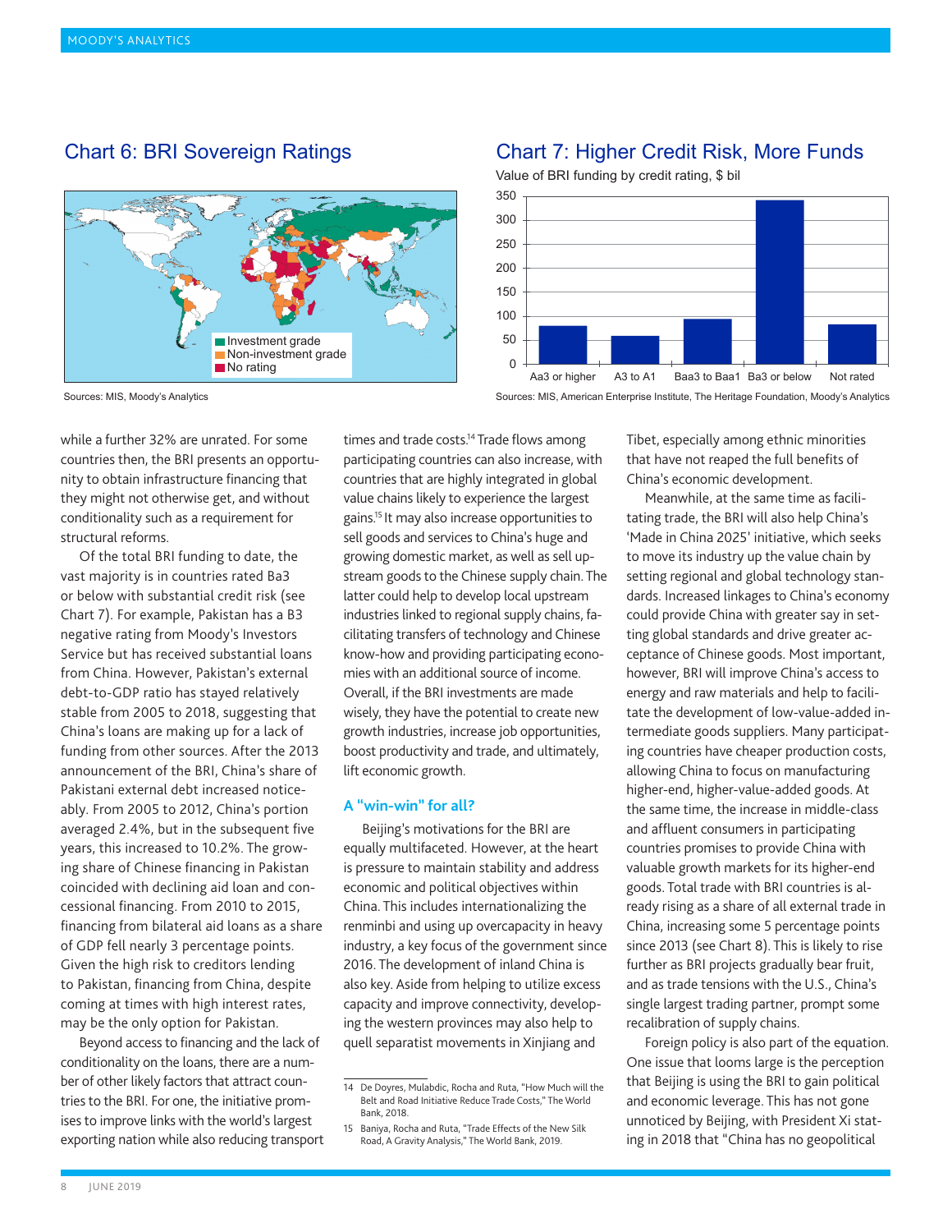## Chart 6: BRI Sovereign Ratings

Investment grade
Non-investment grade
No rating

Sources: MIS, Moody's Analytics

## Chart 7: Higher Credit Risk, More Funds

Value of BRI funding by credit rating, $ bil

| Aa3 or higher | A3 to A1 | Baa3 to Baa1 | Ba3 or below | Not rated |
|---|---|---|---|---|
| ~80 | ~60 | ~95 | ~340 | ~83 |

Sources: MIS, American Enterprise Institute, The Heritage Foundation, Moody's Analytics

while a further 32% are unrated. For some countries then, the BRI presents an opportunity to obtain infrastructure financing that they might not otherwise get, and without conditionality such as a requirement for structural reforms.

Of the total BRI funding to date, the vast majority is in countries rated Ba3 or below with substantial credit risk (see Chart 7). For example, Pakistan has a B3 negative rating from Moody's Investors Service but has received substantial loans from China. However, Pakistan's external debt-to-GDP ratio has stayed relatively stable from 2005 to 2018, suggesting that China's loans are making up for a lack of funding from other sources. After the 2013 announcement of the BRI, China's share of Pakistani external debt increased noticeably. From 2005 to 2012, China's portion averaged 2.4%, but in the subsequent five years, this increased to 10.2%. The growing share of Chinese financing in Pakistan coincided with declining aid loan and concessional financing. From 2010 to 2015, financing from bilateral aid loans as a share of GDP fell nearly 3 percentage points. Given the high risk to creditors lending to Pakistan, financing from China, despite coming at times with high interest rates, may be the only option for Pakistan.

Beyond access to financing and the lack of conditionality on the loans, there are a number of other likely factors that attract countries to the BRI. For one, the initiative promises to improve links with the world's largest exporting nation while also reducing transport times and trade costs.[14] Trade flows among participating countries can also increase, with countries that are highly integrated in global value chains likely to experience the largest gains.[15] It may also increase opportunities to sell goods and services to China's huge and growing domestic market, as well as sell upstream goods to the Chinese supply chain. The latter could help to develop local upstream industries linked to regional supply chains, facilitating transfers of technology and Chinese know-how and providing participating economies with an additional source of income. Overall, if the BRI investments are made wisely, they have the potential to create new growth industries, increase job opportunities, boost productivity and trade, and ultimately, lift economic growth.

### A "win-win" for all?

Beijing's motivations for the BRI are equally multifaceted. However, at the heart is pressure to maintain stability and address economic and political objectives within China. This includes internationalizing the renminbi and using up overcapacity in heavy industry, a key focus of the government since 2016. The development of inland China is also key. Aside from helping to utilize excess capacity and improve connectivity, developing the western provinces may also help to quell separatist movements in Xinjiang and Tibet, especially among ethnic minorities that have not reaped the full benefits of China's economic development.

Meanwhile, at the same time as facilitating trade, the BRI will also help China's 'Made in China 2025' initiative, which seeks to move its industry up the value chain by setting regional and global technology standards. Increased linkages to China's economy could provide China with greater say in setting global standards and drive greater acceptance of Chinese goods. Most important, however, BRI will improve China's access to energy and raw materials and help to facilitate the development of low-value-added intermediate goods suppliers. Many participating countries have cheaper production costs, allowing China to focus on manufacturing higher-end, higher-value-added goods. At the same time, the increase in middle-class and affluent consumers in participating countries promises to provide China with valuable growth markets for its higher-end goods. Total trade with BRI countries is already rising as a share of all external trade in China, increasing some 5 percentage points since 2013 (see Chart 8). This is likely to rise further as BRI projects gradually bear fruit, and as trade tensions with the U.S., China's single largest trading partner, prompt some recalibration of supply chains.

Foreign policy is also part of the equation. One issue that looms large is the perception that Beijing is using the BRI to gain political and economic leverage. This has not gone unnoticed by Beijing, with President Xi stating in 2018 that "China has no geopolitical

---

14 De Doyres, Mulabdic, Rocha and Ruta, "How Much will the Belt and Road Initiative Reduce Trade Costs," The World Bank, 2018.

15 Baniya, Rocha and Ruta, "Trade Effects of the New Silk Road, A Gravity Analysis," The World Bank, 2019.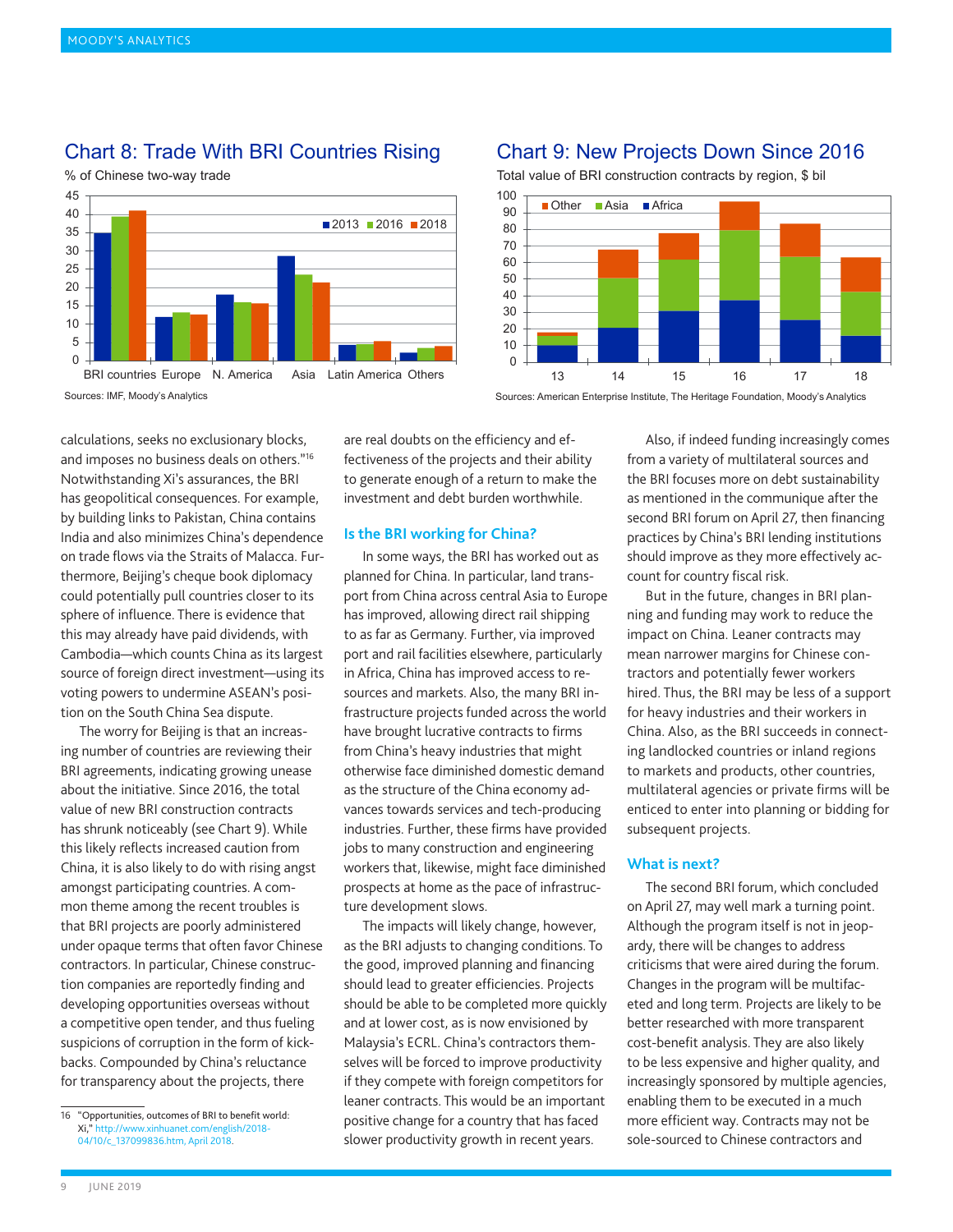## Chart 8: Trade With BRI Countries Rising

% of Chinese two-way trade

45
40
35
30
25
20
15
10
5
0

2013 2016 2018

BRI countries Europe N. America Asia Latin America Others

Sources: IMF, Moody's Analytics

## Chart 9: New Projects Down Since 2016

Total value of BRI construction contracts by region, $ bil

100
90
80
70
60
50
40
30
20
10
0

Other Asia Africa

13 14 15 16 17 18

Sources: American Enterprise Institute, The Heritage Foundation, Moody's Analytics

calculations, seeks no exclusionary blocks, and imposes no business deals on others."[16] Notwithstanding Xi's assurances, the BRI has geopolitical consequences. For example, by building links to Pakistan, China contains India and also minimizes China's dependence on trade flows via the Straits of Malacca. Furthermore, Beijing's cheque book diplomacy could potentially pull countries closer to its sphere of influence. There is evidence that this may already have paid dividends, with Cambodia—which counts China as its largest source of foreign direct investment—using its voting powers to undermine ASEAN's position on the South China Sea dispute.

The worry for Beijing is that an increasing number of countries are reviewing their BRI agreements, indicating growing unease about the initiative. Since 2016, the total value of new BRI construction contracts has shrunk noticeably (see Chart 9). While this likely reflects increased caution from China, it is also likely to do with rising angst amongst participating countries. A common theme among the recent troubles is that BRI projects are poorly administered under opaque terms that often favor Chinese contractors. In particular, Chinese construction companies are reportedly finding and developing opportunities overseas without a competitive open tender, and thus fueling suspicions of corruption in the form of kickbacks. Compounded by China's reluctance for transparency about the projects, there are real doubts on the efficiency and effectiveness of the projects and their ability to generate enough of a return to make the investment and debt burden worthwhile.

### Is the BRI working for China?

In some ways, the BRI has worked out as planned for China. In particular, land transport from China across central Asia to Europe has improved, allowing direct rail shipping to as far as Germany. Further, via improved port and rail facilities elsewhere, particularly in Africa, China has improved access to resources and markets. Also, the many BRI infrastructure projects funded across the world have brought lucrative contracts to firms from China's heavy industries that might otherwise face diminished domestic demand as the structure of the China economy advances towards services and tech-producing industries. Further, these firms have provided jobs to many construction and engineering workers that, likewise, might face diminished prospects at home as the pace of infrastructure development slows.

The impacts will likely change, however, as the BRI adjusts to changing conditions. To the good, improved planning and financing should lead to greater efficiencies. Projects should be able to be completed more quickly and at lower cost, as is now envisioned by Malaysia's ECRL. China's contractors themselves will be forced to improve productivity if they compete with foreign competitors for leaner contracts. This would be an important positive change for a country that has faced slower productivity growth in recent years.

Also, if indeed funding increasingly comes from a variety of multilateral sources and the BRI focuses more on debt sustainability as mentioned in the communique after the second BRI forum on April 27, then financing practices by China's BRI lending institutions should improve as they more effectively account for country fiscal risk.

But in the future, changes in BRI planning and funding may work to reduce the impact on China. Leaner contracts may mean narrower margins for Chinese contractors and potentially fewer workers hired. Thus, the BRI may be less of a support for heavy industries and their workers in China. Also, as the BRI succeeds in connecting landlocked countries or inland regions to markets and products, other countries, multilateral agencies or private firms will be enticed to enter into planning or bidding for subsequent projects.

### What is next?

The second BRI forum, which concluded on April 27, may well mark a turning point. Although the program itself is not in jeopardy, there will be changes to address criticisms that were aired during the forum. Changes in the program will be multifaceted and long term. Projects are likely to be better researched with more transparent cost-benefit analysis. They are also likely to be less expensive and higher quality, and increasingly sponsored by multiple agencies, enabling them to be executed in a much more efficient way. Contracts may not be sole-sourced to Chinese contractors and

---

16 "Opportunities, outcomes of BRI to benefit world: Xi," http://www.xinhuanet.com/english/2018-04/10/c_137099836.htm, April 2018.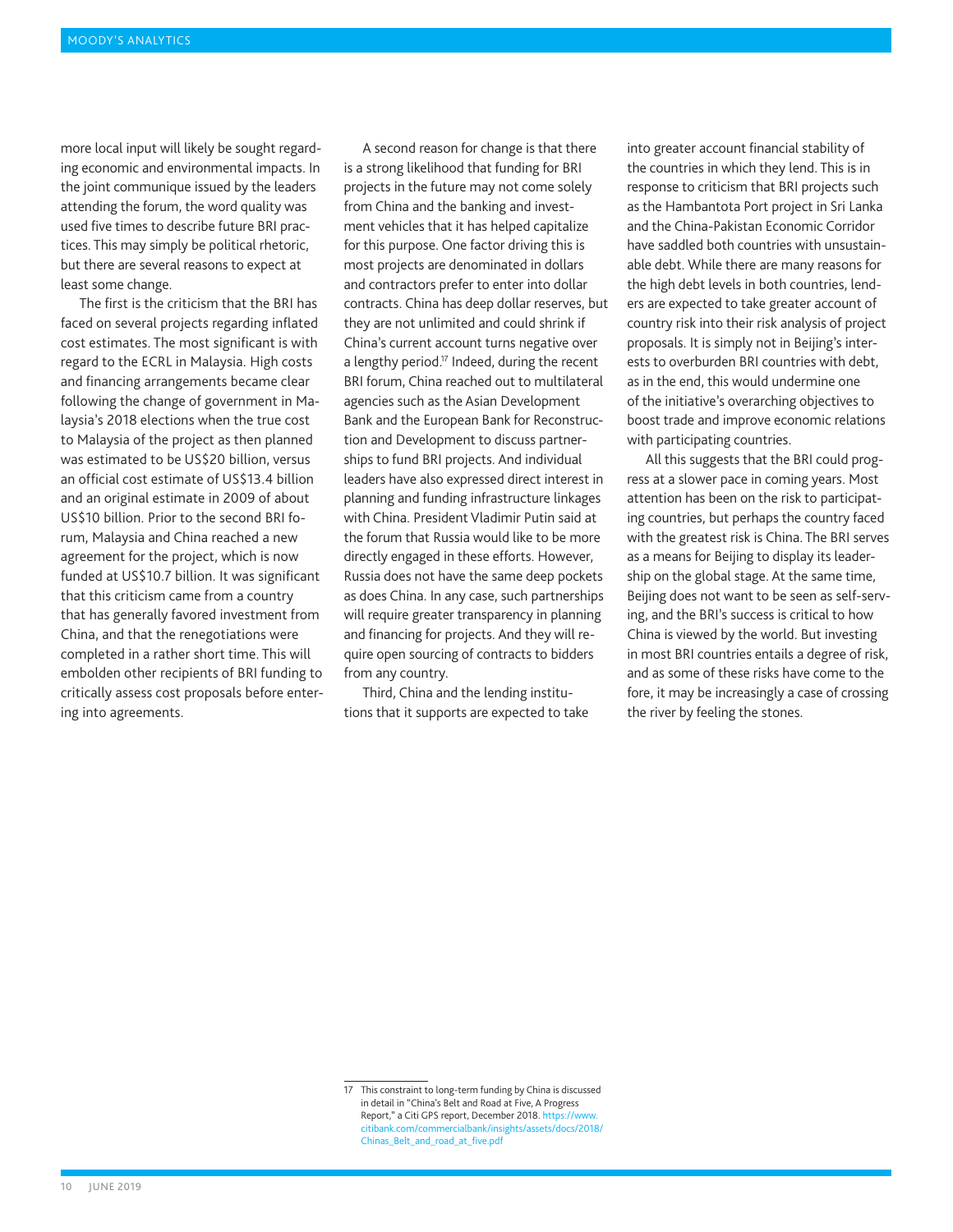more local input will likely be sought regarding economic and environmental impacts. In the joint communique issued by the leaders attending the forum, the word quality was used five times to describe future BRI practices. This may simply be political rhetoric, but there are several reasons to expect at least some change.

The first is the criticism that the BRI has faced on several projects regarding inflated cost estimates. The most significant is with regard to the ECRL in Malaysia. High costs and financing arrangements became clear following the change of government in Malaysia's 2018 elections when the true cost to Malaysia of the project as then planned was estimated to be US$20 billion, versus an official cost estimate of US$13.4 billion and an original estimate in 2009 of about US$10 billion. Prior to the second BRI forum, Malaysia and China reached a new agreement for the project, which is now funded at US$10.7 billion. It was significant that this criticism came from a country that has generally favored investment from China, and that the renegotiations were completed in a rather short time. This will embolden other recipients of BRI funding to critically assess cost proposals before entering into agreements.

A second reason for change is that there is a strong likelihood that funding for BRI projects in the future may not come solely from China and the banking and investment vehicles that it has helped capitalize for this purpose. One factor driving this is most projects are denominated in dollars and contractors prefer to enter into dollar contracts. China has deep dollar reserves, but they are not unlimited and could shrink if China's current account turns negative over a lengthy period.[17] Indeed, during the recent BRI forum, China reached out to multilateral agencies such as the Asian Development Bank and the European Bank for Reconstruction and Development to discuss partnerships to fund BRI projects. And individual leaders have also expressed direct interest in planning and funding infrastructure linkages with China. President Vladimir Putin said at the forum that Russia would like to be more directly engaged in these efforts. However, Russia does not have the same deep pockets as does China. In any case, such partnerships will require greater transparency in planning and financing for projects. And they will require open sourcing of contracts to bidders from any country.

Third, China and the lending institutions that it supports are expected to take into greater account financial stability of the countries in which they lend. This is in response to criticism that BRI projects such as the Hambantota Port project in Sri Lanka and the China-Pakistan Economic Corridor have saddled both countries with unsustainable debt. While there are many reasons for the high debt levels in both countries, lenders are expected to take greater account of country risk into their risk analysis of project proposals. It is simply not in Beijing's interests to overburden BRI countries with debt, as in the end, this would undermine one of the initiative's overarching objectives to boost trade and improve economic relations with participating countries.

All this suggests that the BRI could progress at a slower pace in coming years. Most attention has been on the risk to participating countries, but perhaps the country faced with the greatest risk is China. The BRI serves as a means for Beijing to display its leadership on the global stage. At the same time, Beijing does not want to be seen as self-serving, and the BRI's success is critical to how China is viewed by the world. But investing in most BRI countries entails a degree of risk, and as some of these risks have come to the fore, it may be increasingly a case of crossing the river by feeling the stones.

---

17 This constraint to long-term funding by China is discussed in detail in "China's Belt and Road at Five, A Progress Report," a Citi GPS report, December 2018. https://www.citibank.com/commercialbank/insights/assets/docs/2018/Chinas_Belt_and_road_at_five.pdf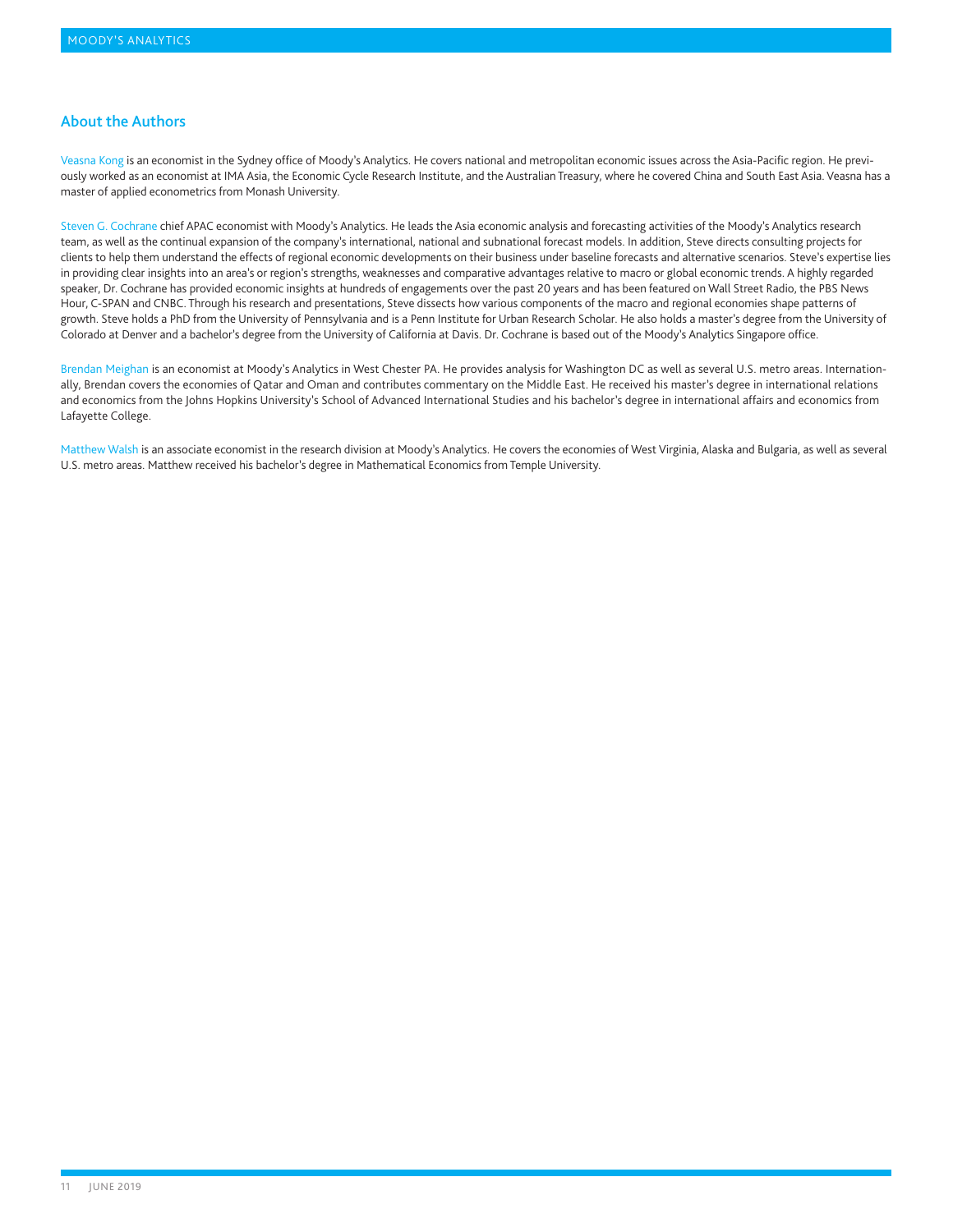## About the Authors

Veasna Kong is an economist in the Sydney office of Moody's Analytics. He covers national and metropolitan economic issues across the Asia-Pacific region. He previously worked as an economist at IMA Asia, the Economic Cycle Research Institute, and the Australian Treasury, where he covered China and South East Asia. Veasna has a master of applied econometrics from Monash University.

Steven G. Cochrane chief APAC economist with Moody's Analytics. He leads the Asia economic analysis and forecasting activities of the Moody's Analytics research team, as well as the continual expansion of the company's international, national and subnational forecast models. In addition, Steve directs consulting projects for clients to help them understand the effects of regional economic developments on their business under baseline forecasts and alternative scenarios. Steve's expertise lies in providing clear insights into an area's or region's strengths, weaknesses and comparative advantages relative to macro or global economic trends. A highly regarded speaker, Dr. Cochrane has provided economic insights at hundreds of engagements over the past 20 years and has been featured on Wall Street Radio, the PBS News Hour, C-SPAN and CNBC. Through his research and presentations, Steve dissects how various components of the macro and regional economies shape patterns of growth. Steve holds a PhD from the University of Pennsylvania and is a Penn Institute for Urban Research Scholar. He also holds a master's degree from the University of Colorado at Denver and a bachelor's degree from the University of California at Davis. Dr. Cochrane is based out of the Moody's Analytics Singapore office.

Brendan Meighan is an economist at Moody's Analytics in West Chester PA. He provides analysis for Washington DC as well as several U.S. metro areas. Internationally, Brendan covers the economies of Qatar and Oman and contributes commentary on the Middle East. He received his master's degree in international relations and economics from the Johns Hopkins University's School of Advanced International Studies and his bachelor's degree in international affairs and economics from Lafayette College.

Matthew Walsh is an associate economist in the research division at Moody's Analytics. He covers the economies of West Virginia, Alaska and Bulgaria, as well as several U.S. metro areas. Matthew received his bachelor's degree in Mathematical Economics from Temple University.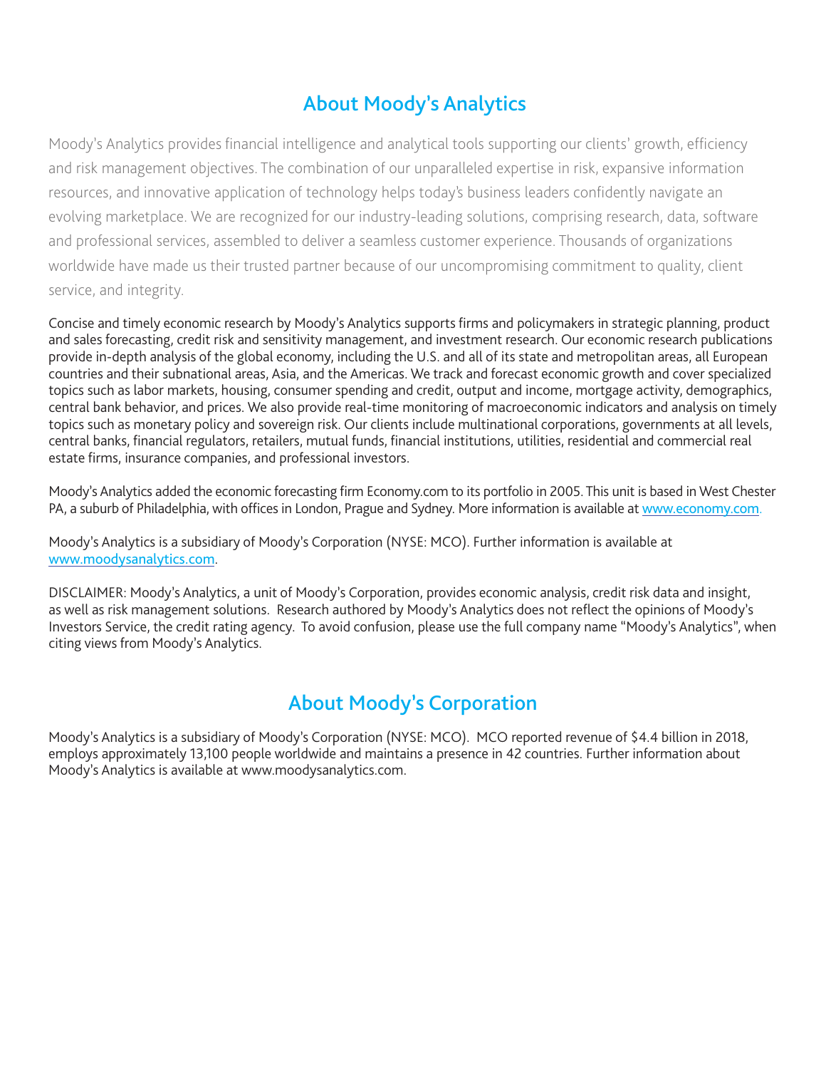## About Moody's Analytics

Moody's Analytics provides financial intelligence and analytical tools supporting our clients' growth, efficiency and risk management objectives. The combination of our unparalleled expertise in risk, expansive information resources, and innovative application of technology helps today's business leaders confidently navigate an evolving marketplace. We are recognized for our industry-leading solutions, comprising research, data, software and professional services, assembled to deliver a seamless customer experience. Thousands of organizations worldwide have made us their trusted partner because of our uncompromising commitment to quality, client service, and integrity.

Concise and timely economic research by Moody's Analytics supports firms and policymakers in strategic planning, product and sales forecasting, credit risk and sensitivity management, and investment research. Our economic research publications provide in-depth analysis of the global economy, including the U.S. and all of its state and metropolitan areas, all European countries and their subnational areas, Asia, and the Americas. We track and forecast economic growth and cover specialized topics such as labor markets, housing, consumer spending and credit, output and income, mortgage activity, demographics, central bank behavior, and prices. We also provide real-time monitoring of macroeconomic indicators and analysis on timely topics such as monetary policy and sovereign risk. Our clients include multinational corporations, governments at all levels, central banks, financial regulators, retailers, mutual funds, financial institutions, utilities, residential and commercial real estate firms, insurance companies, and professional investors.

Moody's Analytics added the economic forecasting firm Economy.com to its portfolio in 2005. This unit is based in West Chester PA, a suburb of Philadelphia, with offices in London, Prague and Sydney. More information is available at www.economy.com.

Moody's Analytics is a subsidiary of Moody's Corporation (NYSE: MCO). Further information is available at www.moodysanalytics.com.

DISCLAIMER: Moody's Analytics, a unit of Moody's Corporation, provides economic analysis, credit risk data and insight, as well as risk management solutions. Research authored by Moody's Analytics does not reflect the opinions of Moody's Investors Service, the credit rating agency. To avoid confusion, please use the full company name "Moody's Analytics", when citing views from Moody's Analytics.

## About Moody's Corporation

Moody's Analytics is a subsidiary of Moody's Corporation (NYSE: MCO). MCO reported revenue of $4.4 billion in 2018, employs approximately 13,100 people worldwide and maintains a presence in 42 countries. Further information about Moody's Analytics is available at www.moodysanalytics.com.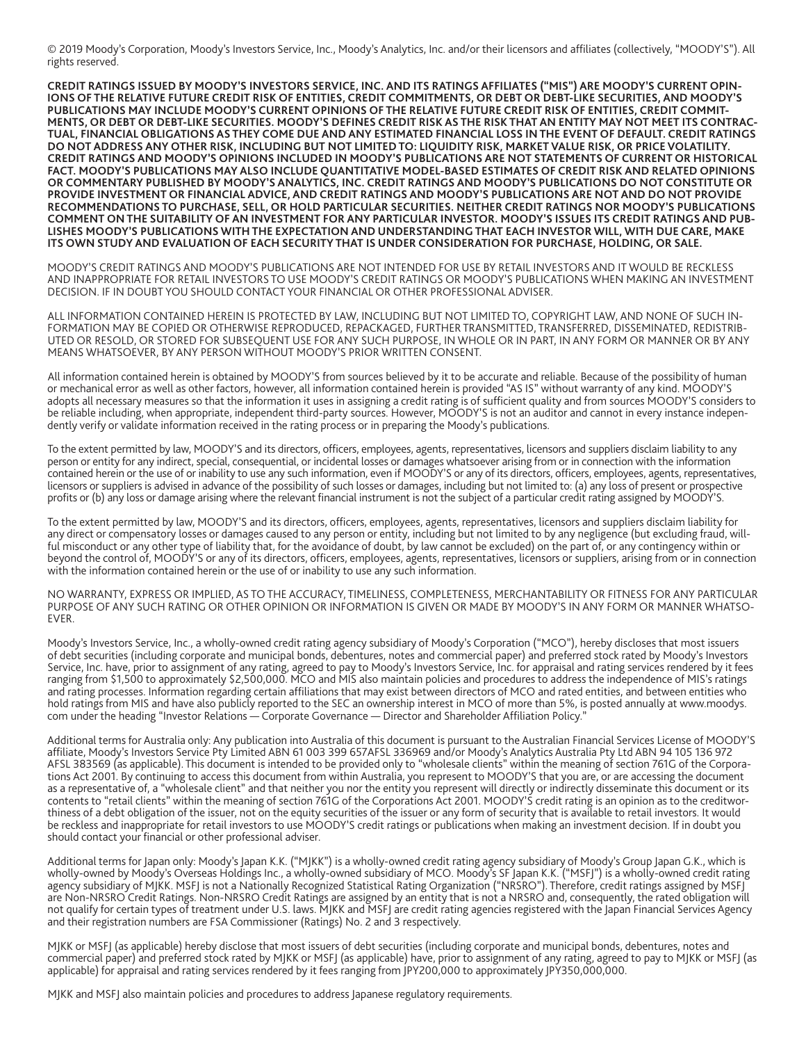© 2019 Moody's Corporation, Moody's Investors Service, Inc., Moody's Analytics, Inc. and/or their licensors and affiliates (collectively, "MOODY'S"). All rights reserved.

**CREDIT RATINGS ISSUED BY MOODY'S INVESTORS SERVICE, INC. AND ITS RATINGS AFFILIATES ("MIS") ARE MOODY'S CURRENT OPINIONS OF THE RELATIVE FUTURE CREDIT RISK OF ENTITIES, CREDIT COMMITMENTS, OR DEBT OR DEBT-LIKE SECURITIES, AND MOODY'S PUBLICATIONS MAY INCLUDE MOODY'S CURRENT OPINIONS OF THE RELATIVE FUTURE CREDIT RISK OF ENTITIES, CREDIT COMMITMENTS, OR DEBT OR DEBT-LIKE SECURITIES. MOODY'S DEFINES CREDIT RISK AS THE RISK THAT AN ENTITY MAY NOT MEET ITS CONTRACTUAL, FINANCIAL OBLIGATIONS AS THEY COME DUE AND ANY ESTIMATED FINANCIAL LOSS IN THE EVENT OF DEFAULT. CREDIT RATINGS DO NOT ADDRESS ANY OTHER RISK, INCLUDING BUT NOT LIMITED TO: LIQUIDITY RISK, MARKET VALUE RISK, OR PRICE VOLATILITY. CREDIT RATINGS AND MOODY'S OPINIONS INCLUDED IN MOODY'S PUBLICATIONS ARE NOT STATEMENTS OF CURRENT OR HISTORICAL FACT. MOODY'S PUBLICATIONS MAY ALSO INCLUDE QUANTITATIVE MODEL-BASED ESTIMATES OF CREDIT RISK AND RELATED OPINIONS OR COMMENTARY PUBLISHED BY MOODY'S ANALYTICS, INC. CREDIT RATINGS AND MOODY'S PUBLICATIONS DO NOT CONSTITUTE OR PROVIDE INVESTMENT OR FINANCIAL ADVICE, AND CREDIT RATINGS AND MOODY'S PUBLICATIONS ARE NOT AND DO NOT PROVIDE RECOMMENDATIONS TO PURCHASE, SELL, OR HOLD PARTICULAR SECURITIES. NEITHER CREDIT RATINGS NOR MOODY'S PUBLICATIONS COMMENT ON THE SUITABILITY OF AN INVESTMENT FOR ANY PARTICULAR INVESTOR. MOODY'S ISSUES ITS CREDIT RATINGS AND PUBLISHES MOODY'S PUBLICATIONS WITH THE EXPECTATION AND UNDERSTANDING THAT EACH INVESTOR WILL, WITH DUE CARE, MAKE ITS OWN STUDY AND EVALUATION OF EACH SECURITY THAT IS UNDER CONSIDERATION FOR PURCHASE, HOLDING, OR SALE.**

MOODY'S CREDIT RATINGS AND MOODY'S PUBLICATIONS ARE NOT INTENDED FOR USE BY RETAIL INVESTORS AND IT WOULD BE RECKLESS AND INAPPROPRIATE FOR RETAIL INVESTORS TO USE MOODY'S CREDIT RATINGS OR MOODY'S PUBLICATIONS WHEN MAKING AN INVESTMENT DECISION. IF IN DOUBT YOU SHOULD CONTACT YOUR FINANCIAL OR OTHER PROFESSIONAL ADVISER.

ALL INFORMATION CONTAINED HEREIN IS PROTECTED BY LAW, INCLUDING BUT NOT LIMITED TO, COPYRIGHT LAW, AND NONE OF SUCH INFORMATION MAY BE COPIED OR OTHERWISE REPRODUCED, REPACKAGED, FURTHER TRANSMITTED, TRANSFERRED, DISSEMINATED, REDISTRIBUTED OR RESOLD, OR STORED FOR SUBSEQUENT USE FOR ANY SUCH PURPOSE, IN WHOLE OR IN PART, IN ANY FORM OR MANNER OR BY ANY MEANS WHATSOEVER, BY ANY PERSON WITHOUT MOODY'S PRIOR WRITTEN CONSENT.

All information contained herein is obtained by MOODY'S from sources believed by it to be accurate and reliable. Because of the possibility of human or mechanical error as well as other factors, however, all information contained herein is provided "AS IS" without warranty of any kind. MOODY'S adopts all necessary measures so that the information it uses in assigning a credit rating is of sufficient quality and from sources MOODY'S considers to be reliable including, when appropriate, independent third-party sources. However, MOODY'S is not an auditor and cannot in every instance independently verify or validate information received in the rating process or in preparing the Moody's publications.

To the extent permitted by law, MOODY'S and its directors, officers, employees, agents, representatives, licensors and suppliers disclaim liability to any person or entity for any indirect, special, consequential, or incidental losses or damages whatsoever arising from or in connection with the information contained herein or the use of or inability to use any such information, even if MOODY'S or any of its directors, officers, employees, agents, representatives, licensors or suppliers is advised in advance of the possibility of such losses or damages, including but not limited to: (a) any loss of present or prospective profits or (b) any loss or damage arising where the relevant financial instrument is not the subject of a particular credit rating assigned by MOODY'S.

To the extent permitted by law, MOODY'S and its directors, officers, employees, agents, representatives, licensors and suppliers disclaim liability for any direct or compensatory losses or damages caused to any person or entity, including but not limited to by any negligence (but excluding fraud, willful misconduct or any other type of liability that, for the avoidance of doubt, by law cannot be excluded) on the part of, or any contingency within or beyond the control of, MOODY'S or any of its directors, officers, employees, agents, representatives, licensors or suppliers, arising from or in connection with the information contained herein or the use of or inability to use any such information.

NO WARRANTY, EXPRESS OR IMPLIED, AS TO THE ACCURACY, TIMELINESS, COMPLETENESS, MERCHANTABILITY OR FITNESS FOR ANY PARTICULAR PURPOSE OF ANY SUCH RATING OR OTHER OPINION OR INFORMATION IS GIVEN OR MADE BY MOODY'S IN ANY FORM OR MANNER WHATSOEVER.

Moody's Investors Service, Inc., a wholly-owned credit rating agency subsidiary of Moody's Corporation ("MCO"), hereby discloses that most issuers of debt securities (including corporate and municipal bonds, debentures, notes and commercial paper) and preferred stock rated by Moody's Investors Service, Inc. have, prior to assignment of any rating, agreed to pay to Moody's Investors Service, Inc. for appraisal and rating services rendered by it fees ranging from $1,500 to approximately $2,500,000. MCO and MIS also maintain policies and procedures to address the independence of MIS's ratings and rating processes. Information regarding certain affiliations that may exist between directors of MCO and rated entities, and between entities who hold ratings from MIS and have also publicly reported to the SEC an ownership interest in MCO of more than 5%, is posted annually at www.moodys.com under the heading "Investor Relations — Corporate Governance — Director and Shareholder Affiliation Policy."

Additional terms for Australia only: Any publication into Australia of this document is pursuant to the Australian Financial Services License of MOODY'S affiliate, Moody's Investors Service Pty Limited ABN 61 003 399 657AFSL 336969 and/or Moody's Analytics Australia Pty Ltd ABN 94 105 136 972 AFSL 383569 (as applicable). This document is intended to be provided only to "wholesale clients" within the meaning of section 761G of the Corporations Act 2001. By continuing to access this document from within Australia, you represent to MOODY'S that you are, or are accessing the document as a representative of, a "wholesale client" and that neither you nor the entity you represent will directly or indirectly disseminate this document or its contents to "retail clients" within the meaning of section 761G of the Corporations Act 2001. MOODY'S credit rating is an opinion as to the creditworthiness of a debt obligation of the issuer, not on the equity securities of the issuer or any form of security that is available to retail investors. It would be reckless and inappropriate for retail investors to use MOODY'S credit ratings or publications when making an investment decision. If in doubt you should contact your financial or other professional adviser.

Additional terms for Japan only: Moody's Japan K.K. ("MJKK") is a wholly-owned credit rating agency subsidiary of Moody's Group Japan G.K., which is wholly-owned by Moody's Overseas Holdings Inc., a wholly-owned subsidiary of MCO. Moody's SF Japan K.K. ("MSFJ") is a wholly-owned credit rating agency subsidiary of MJKK. MSFJ is not a Nationally Recognized Statistical Rating Organization ("NRSRO"). Therefore, credit ratings assigned by MSFJ are Non-NRSRO Credit Ratings. Non-NRSRO Credit Ratings are assigned by an entity that is not a NRSRO and, consequently, the rated obligation will not qualify for certain types of treatment under U.S. laws. MJKK and MSFJ are credit rating agencies registered with the Japan Financial Services Agency and their registration numbers are FSA Commissioner (Ratings) No. 2 and 3 respectively.

MJKK or MSFJ (as applicable) hereby disclose that most issuers of debt securities (including corporate and municipal bonds, debentures, notes and commercial paper) and preferred stock rated by MJKK or MSFJ (as applicable) have, prior to assignment of any rating, agreed to pay to MJKK or MSFJ (as applicable) for appraisal and rating services rendered by it fees ranging from JPY200,000 to approximately JPY350,000,000.

MJKK and MSFJ also maintain policies and procedures to address Japanese regulatory requirements.